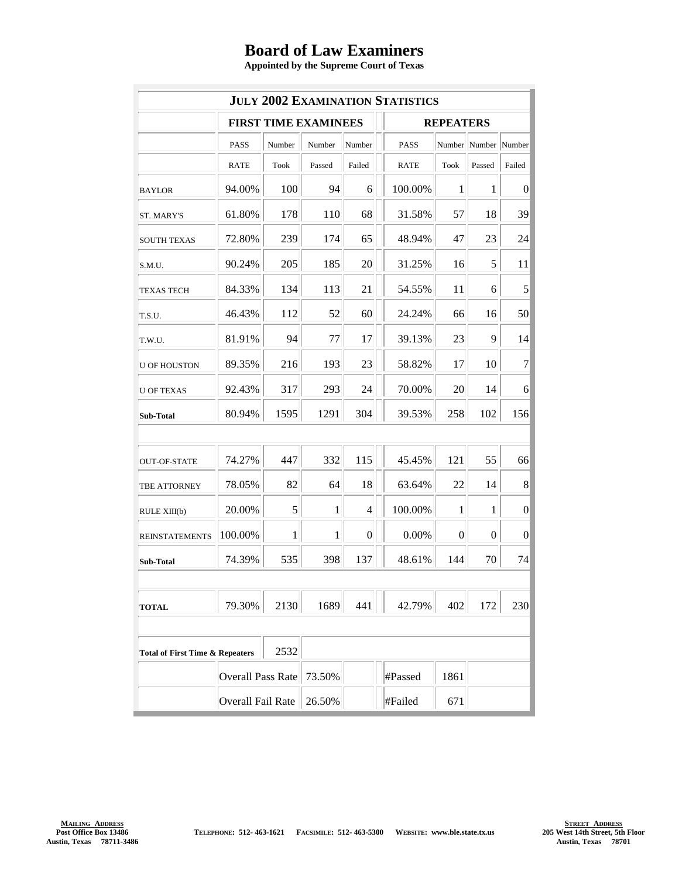# Board of Law Examiners

**Appointed by the Supreme Court of Texas**

| JULY 2002 EXAMINATION STATISTICS | | | | | | | | |
|---|---|---|---|---|---|---|---|---|
| | FIRST TIME EXAMINEES | | | | REPEATERS | | | |
| | PASS RATE | Number Took | Number Passed | Number Failed | PASS RATE | Number Took | Number Passed | Number Failed |
| BAYLOR | 94.00% | 100 | 94 | 6 | 100.00% | 1 | 1 | 0 |
| ST. MARY'S | 61.80% | 178 | 110 | 68 | 31.58% | 57 | 18 | 39 |
| SOUTH TEXAS | 72.80% | 239 | 174 | 65 | 48.94% | 47 | 23 | 24 |
| S.M.U. | 90.24% | 205 | 185 | 20 | 31.25% | 16 | 5 | 11 |
| TEXAS TECH | 84.33% | 134 | 113 | 21 | 54.55% | 11 | 6 | 5 |
| T.S.U. | 46.43% | 112 | 52 | 60 | 24.24% | 66 | 16 | 50 |
| T.W.U. | 81.91% | 94 | 77 | 17 | 39.13% | 23 | 9 | 14 |
| U OF HOUSTON | 89.35% | 216 | 193 | 23 | 58.82% | 17 | 10 | 7 |
| U OF TEXAS | 92.43% | 317 | 293 | 24 | 70.00% | 20 | 14 | 6 |
| **Sub-Total** | 80.94% | 1595 | 1291 | 304 | 39.53% | 258 | 102 | 156 |
| | | | | | | | | |
| OUT-OF-STATE | 74.27% | 447 | 332 | 115 | 45.45% | 121 | 55 | 66 |
| TBE ATTORNEY | 78.05% | 82 | 64 | 18 | 63.64% | 22 | 14 | 8 |
| RULE XIII(b) | 20.00% | 5 | 1 | 4 | 100.00% | 1 | 1 | 0 |
| REINSTATEMENTS | 100.00% | 1 | 1 | 0 | 0.00% | 0 | 0 | 0 |
| **Sub-Total** | 74.39% | 535 | 398 | 137 | 48.61% | 144 | 70 | 74 |
| | | | | | | | | |
| **TOTAL** | 79.30% | 2130 | 1689 | 441 | 42.79% | 402 | 172 | 230 |
| | | | | | | | | |
| **Total of First Time & Repeaters** | | 2532 | | | | | | |
| | Overall Pass Rate | | 73.50% | | #Passed | 1861 | | |
| | Overall Fail Rate | | 26.50% | | #Failed | 671 | | |

**MAILING ADDRESS**
Post Office Box 13486
Austin, Texas 78711-3486

TELEPHONE: 512- 463-1621 FACSIMILE: 512- 463-5300 WEBSITE: www.ble.state.tx.us

**STREET ADDRESS**
205 West 14th Street, 5th Floor
Austin, Texas 78701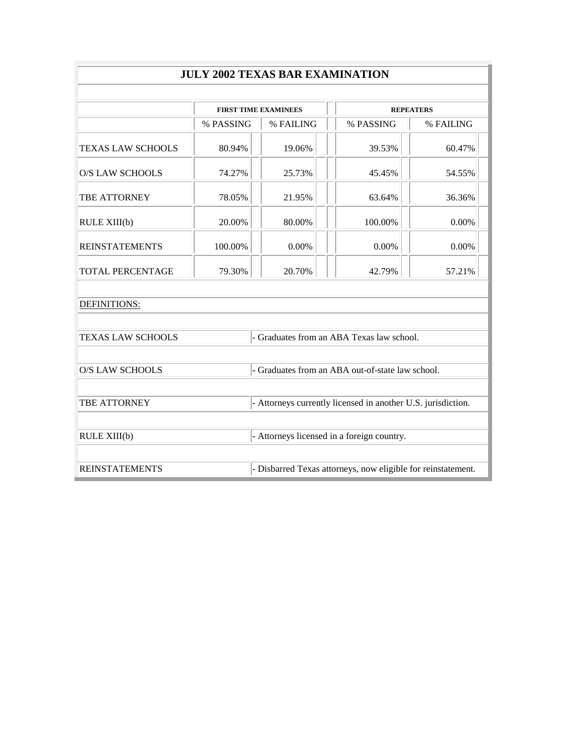# JULY 2002 TEXAS BAR EXAMINATION

| | FIRST TIME EXAMINEES | | REPEATERS | |
|---|---|---|---|---|
| | % PASSING | % FAILING | % PASSING | % FAILING |
| TEXAS LAW SCHOOLS | 80.94% | 19.06% | 39.53% | 60.47% |
| O/S LAW SCHOOLS | 74.27% | 25.73% | 45.45% | 54.55% |
| TBE ATTORNEY | 78.05% | 21.95% | 63.64% | 36.36% |
| RULE XIII(b) | 20.00% | 80.00% | 100.00% | 0.00% |
| REINSTATEMENTS | 100.00% | 0.00% | 0.00% | 0.00% |
| TOTAL PERCENTAGE | 79.30% | 20.70% | 42.79% | 57.21% |

DEFINITIONS:

| | |
|---|---|
| TEXAS LAW SCHOOLS | - Graduates from an ABA Texas law school. |
| O/S LAW SCHOOLS | - Graduates from an ABA out-of-state law school. |
| TBE ATTORNEY | - Attorneys currently licensed in another U.S. jurisdiction. |
| RULE XIII(b) | - Attorneys licensed in a foreign country. |
| REINSTATEMENTS | - Disbarred Texas attorneys, now eligible for reinstatement. |